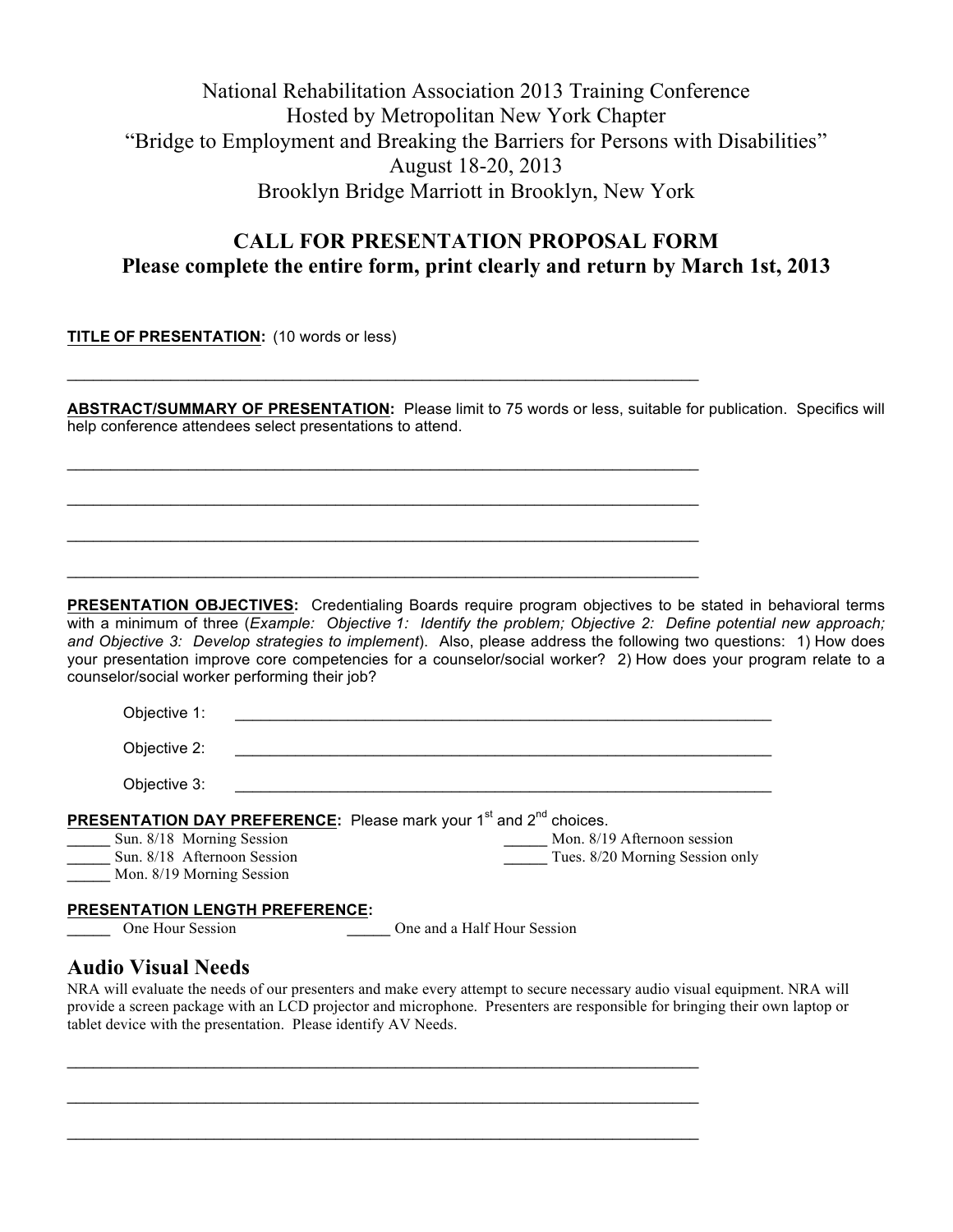National Rehabilitation Association 2013 Training Conference
Hosted by Metropolitan New York Chapter
"Bridge to Employment and Breaking the Barriers for Persons with Disabilities"
August 18-20, 2013
Brooklyn Bridge Marriott in Brooklyn, New York

## CALL FOR PRESENTATION PROPOSAL FORM

**Please complete the entire form, print clearly and return by March 1st, 2013**

**TITLE OF PRESENTATION:** (10 words or less)

\_\_\_\_\_\_\_\_\_\_\_\_\_\_\_\_\_\_\_\_\_\_\_\_\_\_\_\_\_\_\_\_\_\_\_\_\_\_\_\_\_\_\_\_\_\_\_\_\_\_\_\_\_\_\_\_\_\_\_\_\_\_\_\_\_\_\_\_\_\_

**ABSTRACT/SUMMARY OF PRESENTATION:** Please limit to 75 words or less, suitable for publication. Specifics will help conference attendees select presentations to attend.

\_\_\_\_\_\_\_\_\_\_\_\_\_\_\_\_\_\_\_\_\_\_\_\_\_\_\_\_\_\_\_\_\_\_\_\_\_\_\_\_\_\_\_\_\_\_\_\_\_\_\_\_\_\_\_\_\_\_\_\_\_\_\_\_\_\_\_\_\_\_

\_\_\_\_\_\_\_\_\_\_\_\_\_\_\_\_\_\_\_\_\_\_\_\_\_\_\_\_\_\_\_\_\_\_\_\_\_\_\_\_\_\_\_\_\_\_\_\_\_\_\_\_\_\_\_\_\_\_\_\_\_\_\_\_\_\_\_\_\_\_

\_\_\_\_\_\_\_\_\_\_\_\_\_\_\_\_\_\_\_\_\_\_\_\_\_\_\_\_\_\_\_\_\_\_\_\_\_\_\_\_\_\_\_\_\_\_\_\_\_\_\_\_\_\_\_\_\_\_\_\_\_\_\_\_\_\_\_\_\_\_

\_\_\_\_\_\_\_\_\_\_\_\_\_\_\_\_\_\_\_\_\_\_\_\_\_\_\_\_\_\_\_\_\_\_\_\_\_\_\_\_\_\_\_\_\_\_\_\_\_\_\_\_\_\_\_\_\_\_\_\_\_\_\_\_\_\_\_\_\_\_

**PRESENTATION OBJECTIVES:** Credentialing Boards require program objectives to be stated in behavioral terms with a minimum of three (*Example: Objective 1: Identify the problem; Objective 2: Define potential new approach; and Objective 3: Develop strategies to implement*). Also, please address the following two questions: 1) How does your presentation improve core competencies for a counselor/social worker? 2) How does your program relate to a counselor/social worker performing their job?

Objective 1: \_\_\_\_\_\_\_\_\_\_\_\_\_\_\_\_\_\_\_\_\_\_\_\_\_\_\_\_\_\_\_\_\_\_\_\_\_\_\_\_\_\_\_\_\_\_\_\_\_\_\_\_\_\_\_\_\_\_\_\_

Objective 2: \_\_\_\_\_\_\_\_\_\_\_\_\_\_\_\_\_\_\_\_\_\_\_\_\_\_\_\_\_\_\_\_\_\_\_\_\_\_\_\_\_\_\_\_\_\_\_\_\_\_\_\_\_\_\_\_\_\_\_\_

Objective 3: \_\_\_\_\_\_\_\_\_\_\_\_\_\_\_\_\_\_\_\_\_\_\_\_\_\_\_\_\_\_\_\_\_\_\_\_\_\_\_\_\_\_\_\_\_\_\_\_\_\_\_\_\_\_\_\_\_\_\_\_

**PRESENTATION DAY PREFERENCE:** Please mark your 1st and 2nd choices.

\_\_\_\_\_ Sun. 8/18 Morning Session
\_\_\_\_\_ Sun. 8/18 Afternoon Session
\_\_\_\_\_ Mon. 8/19 Morning Session
\_\_\_\_\_ Mon. 8/19 Afternoon session
\_\_\_\_\_ Tues. 8/20 Morning Session only

**PRESENTATION LENGTH PREFERENCE:**

\_\_\_\_\_ One Hour Session
\_\_\_\_\_ One and a Half Hour Session

## Audio Visual Needs

NRA will evaluate the needs of our presenters and make every attempt to secure necessary audio visual equipment. NRA will provide a screen package with an LCD projector and microphone. Presenters are responsible for bringing their own laptop or tablet device with the presentation. Please identify AV Needs.

\_\_\_\_\_\_\_\_\_\_\_\_\_\_\_\_\_\_\_\_\_\_\_\_\_\_\_\_\_\_\_\_\_\_\_\_\_\_\_\_\_\_\_\_\_\_\_\_\_\_\_\_\_\_\_\_\_\_\_\_\_\_\_\_\_\_\_\_\_\_

\_\_\_\_\_\_\_\_\_\_\_\_\_\_\_\_\_\_\_\_\_\_\_\_\_\_\_\_\_\_\_\_\_\_\_\_\_\_\_\_\_\_\_\_\_\_\_\_\_\_\_\_\_\_\_\_\_\_\_\_\_\_\_\_\_\_\_\_\_\_

\_\_\_\_\_\_\_\_\_\_\_\_\_\_\_\_\_\_\_\_\_\_\_\_\_\_\_\_\_\_\_\_\_\_\_\_\_\_\_\_\_\_\_\_\_\_\_\_\_\_\_\_\_\_\_\_\_\_\_\_\_\_\_\_\_\_\_\_\_\_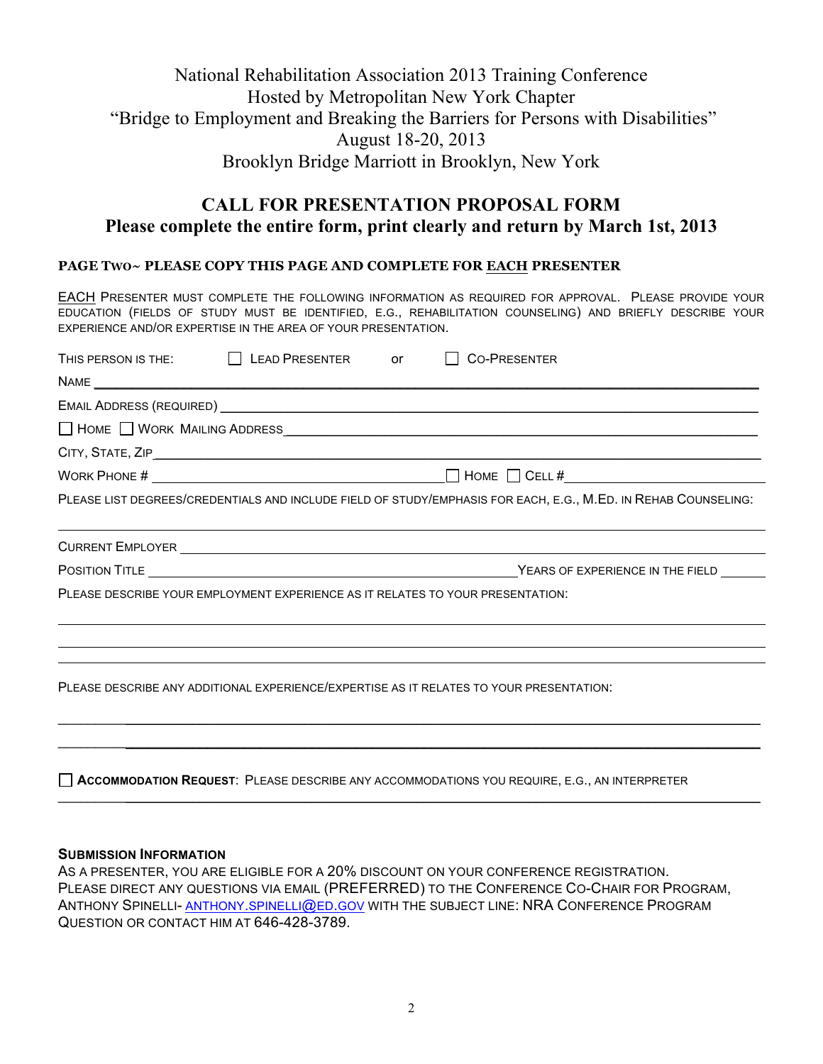National Rehabilitation Association 2013 Training Conference
Hosted by Metropolitan New York Chapter
"Bridge to Employment and Breaking the Barriers for Persons with Disabilities"
August 18-20, 2013
Brooklyn Bridge Marriott in Brooklyn, New York

## CALL FOR PRESENTATION PROPOSAL FORM

**Please complete the entire form, print clearly and return by March 1st, 2013**

### PAGE TWO~ PLEASE COPY THIS PAGE AND COMPLETE FOR EACH PRESENTER

EACH PRESENTER MUST COMPLETE THE FOLLOWING INFORMATION AS REQUIRED FOR APPROVAL. PLEASE PROVIDE YOUR EDUCATION (FIELDS OF STUDY MUST BE IDENTIFIED, E.G., REHABILITATION COUNSELING) AND BRIEFLY DESCRIBE YOUR EXPERIENCE AND/OR EXPERTISE IN THE AREA OF YOUR PRESENTATION.

THIS PERSON IS THE: ☐ LEAD PRESENTER or ☐ CO-PRESENTER

NAME ______________________________________________

EMAIL ADDRESS (REQUIRED) ______________________________________________

☐ HOME ☐ WORK MAILING ADDRESS ______________________________________________

CITY, STATE, ZIP ______________________________________________

WORK PHONE # ____________________ ☐ HOME ☐ CELL # ____________________

PLEASE LIST DEGREES/CREDENTIALS AND INCLUDE FIELD OF STUDY/EMPHASIS FOR EACH, E.G., M.ED. IN REHAB COUNSELING:

______________________________________________

CURRENT EMPLOYER ______________________________________________

POSITION TITLE ____________________ YEARS OF EXPERIENCE IN THE FIELD ______

PLEASE DESCRIBE YOUR EMPLOYMENT EXPERIENCE AS IT RELATES TO YOUR PRESENTATION:

______________________________________________

______________________________________________

______________________________________________

PLEASE DESCRIBE ANY ADDITIONAL EXPERIENCE/EXPERTISE AS IT RELATES TO YOUR PRESENTATION:

______________________________________________

______________________________________________

☐ **ACCOMMODATION REQUEST**: PLEASE DESCRIBE ANY ACCOMMODATIONS YOU REQUIRE, E.G., AN INTERPRETER

______________________________________________

**SUBMISSION INFORMATION**

AS A PRESENTER, YOU ARE ELIGIBLE FOR A 20% DISCOUNT ON YOUR CONFERENCE REGISTRATION.
PLEASE DIRECT ANY QUESTIONS VIA EMAIL (PREFERRED) TO THE CONFERENCE CO-CHAIR FOR PROGRAM, ANTHONY SPINELLI- ANTHONY.SPINELLI@ED.GOV WITH THE SUBJECT LINE: NRA CONFERENCE PROGRAM QUESTION OR CONTACT HIM AT 646-428-3789.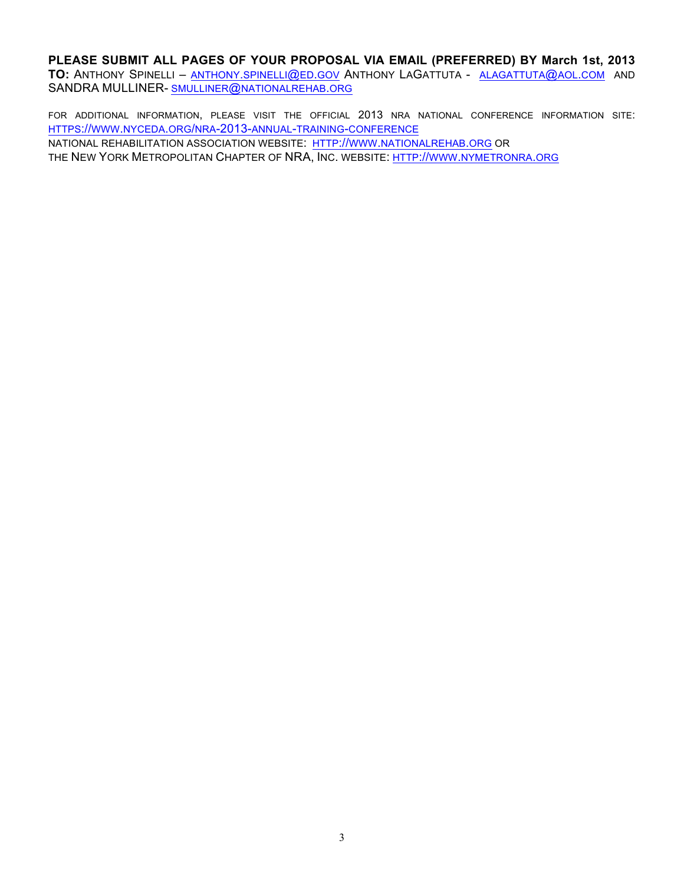**PLEASE SUBMIT ALL PAGES OF YOUR PROPOSAL VIA EMAIL (PREFERRED) BY March 1st, 2013**
**TO:** ANTHONY SPINELLI – ANTHONY.SPINELLI@ED.GOV ANTHONY LAGATTUTA - ALAGATTUTA@AOL.COM AND SANDRA MULLINER- SMULLINER@NATIONALREHAB.ORG

FOR ADDITIONAL INFORMATION, PLEASE VISIT THE OFFICIAL 2013 NRA NATIONAL CONFERENCE INFORMATION SITE: HTTPS://WWW.NYCEDA.ORG/NRA-2013-ANNUAL-TRAINING-CONFERENCE
NATIONAL REHABILITATION ASSOCIATION WEBSITE: HTTP://WWW.NATIONALREHAB.ORG OR
THE NEW YORK METROPOLITAN CHAPTER OF NRA, INC. WEBSITE: HTTP://WWW.NYMETRONRA.ORG